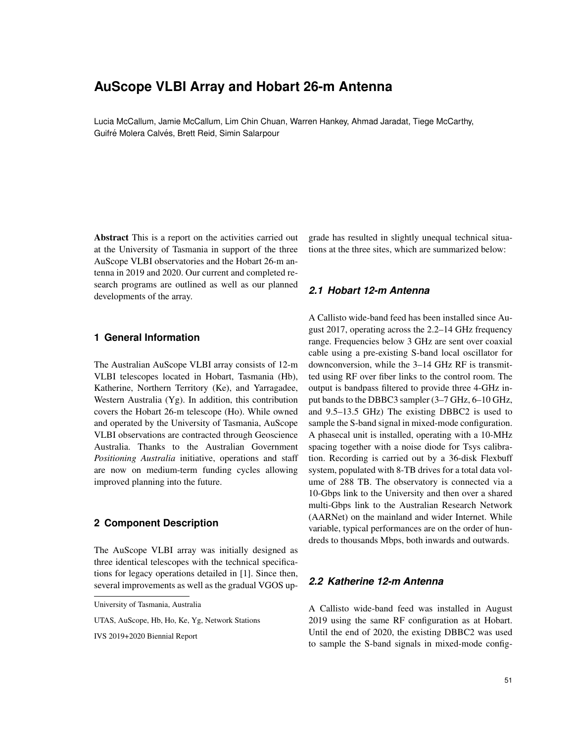# AuScope VLBI Array and Hobart 26-m Antenna

Lucia McCallum, Jamie McCallum, Lim Chin Chuan, Warren Hankey, Ahmad Jaradat, Tiege McCarthy, Guifré Molera Calvés, Brett Reid, Simin Salarpour

**Abstract** This is a report on the activities carried out at the University of Tasmania in support of the three AuScope VLBI observatories and the Hobart 26-m antenna in 2019 and 2020. Our current and completed research programs are outlined as well as our planned developments of the array.

## 1 General Information

The Australian AuScope VLBI array consists of 12-m VLBI telescopes located in Hobart, Tasmania (Hb), Katherine, Northern Territory (Ke), and Yarragadee, Western Australia (Yg). In addition, this contribution covers the Hobart 26-m telescope (Ho). While owned and operated by the University of Tasmania, AuScope VLBI observations are contracted through Geoscience Australia. Thanks to the Australian Government *Positioning Australia* initiative, operations and staff are now on medium-term funding cycles allowing improved planning into the future.

## 2 Component Description

The AuScope VLBI array was initially designed as three identical telescopes with the technical specifications for legacy operations detailed in [1]. Since then, several improvements as well as the gradual VGOS upgrade has resulted in slightly unequal technical situations at the three sites, which are summarized below:

University of Tasmania, Australia

UTAS, AuScope, Hb, Ho, Ke, Yg, Network Stations

IVS 2019+2020 Biennial Report

### *2.1 Hobart 12-m Antenna*

A Callisto wide-band feed has been installed since August 2017, operating across the 2.2–14 GHz frequency range. Frequencies below 3 GHz are sent over coaxial cable using a pre-existing S-band local oscillator for downconversion, while the 3–14 GHz RF is transmitted using RF over fiber links to the control room. The output is bandpass filtered to provide three 4-GHz input bands to the DBBC3 sampler (3–7 GHz, 6–10 GHz, and 9.5–13.5 GHz) The existing DBBC2 is used to sample the S-band signal in mixed-mode configuration. A phasecal unit is installed, operating with a 10-MHz spacing together with a noise diode for Tsys calibration. Recording is carried out by a 36-disk Flexbuff system, populated with 8-TB drives for a total data volume of 288 TB. The observatory is connected via a 10-Gbps link to the University and then over a shared multi-Gbps link to the Australian Research Network (AARNet) on the mainland and wider Internet. While variable, typical performances are on the order of hundreds to thousands Mbps, both inwards and outwards.

### *2.2 Katherine 12-m Antenna*

A Callisto wide-band feed was installed in August 2019 using the same RF configuration as at Hobart. Until the end of 2020, the existing DBBC2 was used to sample the S-band signals in mixed-mode config-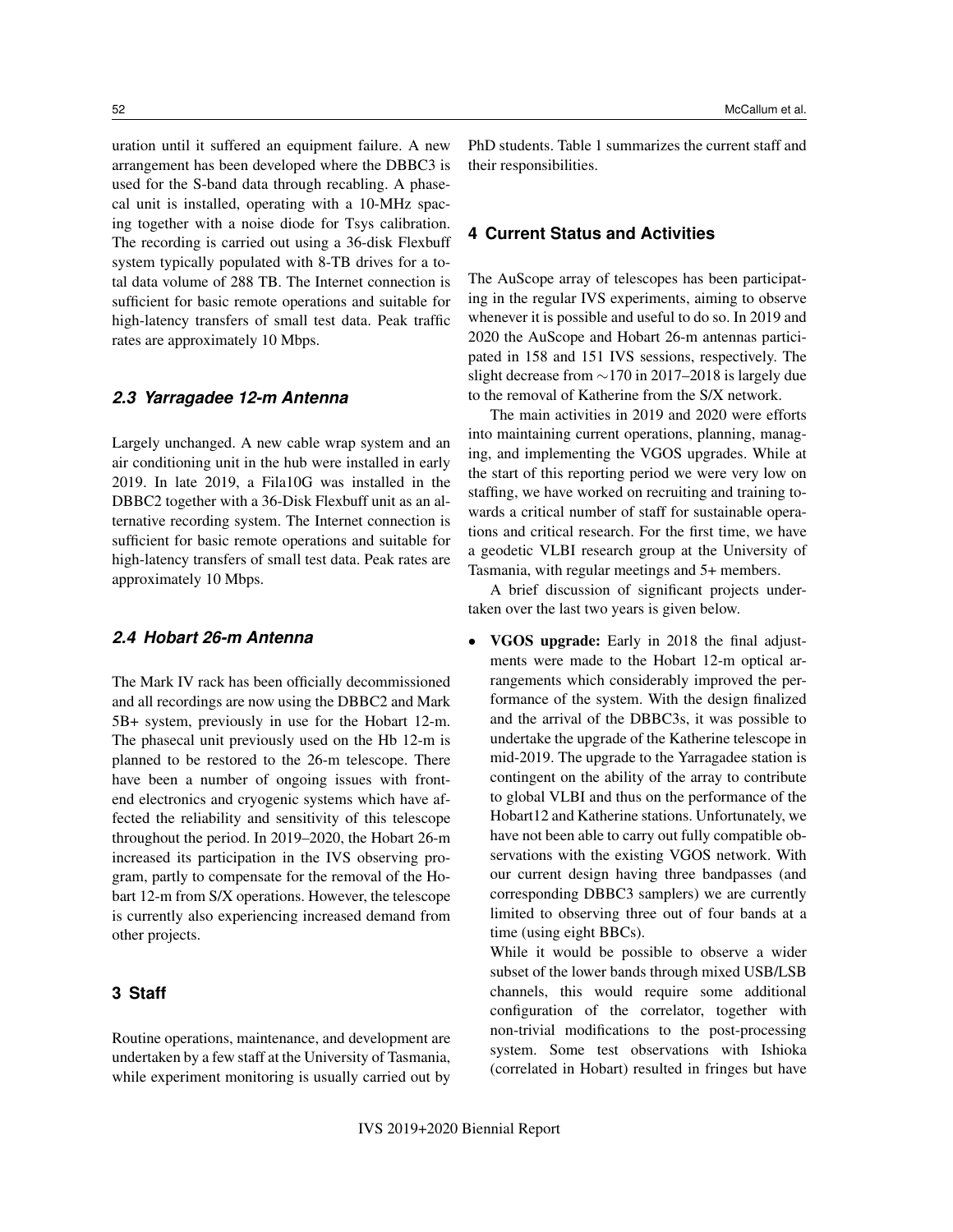uration until it suffered an equipment failure. A new arrangement has been developed where the DBBC3 is used for the S-band data through recabling. A phasecal unit is installed, operating with a 10-MHz spacing together with a noise diode for Tsys calibration. The recording is carried out using a 36-disk Flexbuff system typically populated with 8-TB drives for a total data volume of 288 TB. The Internet connection is sufficient for basic remote operations and suitable for high-latency transfers of small test data. Peak traffic rates are approximately 10 Mbps.

### *2.3 Yarragadee 12-m Antenna*

Largely unchanged. A new cable wrap system and an air conditioning unit in the hub were installed in early 2019. In late 2019, a Fila10G was installed in the DBBC2 together with a 36-Disk Flexbuff unit as an alternative recording system. The Internet connection is sufficient for basic remote operations and suitable for high-latency transfers of small test data. Peak rates are approximately 10 Mbps.

### *2.4 Hobart 26-m Antenna*

The Mark IV rack has been officially decommissioned and all recordings are now using the DBBC2 and Mark 5B+ system, previously in use for the Hobart 12-m. The phasecal unit previously used on the Hb 12-m is planned to be restored to the 26-m telescope. There have been a number of ongoing issues with front-end electronics and cryogenic systems which have affected the reliability and sensitivity of this telescope throughout the period. In 2019–2020, the Hobart 26-m increased its participation in the IVS observing program, partly to compensate for the removal of the Hobart 12-m from S/X operations. However, the telescope is currently also experiencing increased demand from other projects.

## 3 Staff

Routine operations, maintenance, and development are undertaken by a few staff at the University of Tasmania, while experiment monitoring is usually carried out by PhD students. Table 1 summarizes the current staff and their responsibilities.

## 4 Current Status and Activities

The AuScope array of telescopes has been participating in the regular IVS experiments, aiming to observe whenever it is possible and useful to do so. In 2019 and 2020 the AuScope and Hobart 26-m antennas participated in 158 and 151 IVS sessions, respectively. The slight decrease from $\sim$170 in 2017–2018 is largely due to the removal of Katherine from the S/X network.

The main activities in 2019 and 2020 were efforts into maintaining current operations, planning, managing, and implementing the VGOS upgrades. While at the start of this reporting period we were very low on staffing, we have worked on recruiting and training towards a critical number of staff for sustainable operations and critical research. For the first time, we have a geodetic VLBI research group at the University of Tasmania, with regular meetings and 5+ members.

A brief discussion of significant projects undertaken over the last two years is given below.

- **VGOS upgrade:** Early in 2018 the final adjustments were made to the Hobart 12-m optical arrangements which considerably improved the performance of the system. With the design finalized and the arrival of the DBBC3s, it was possible to undertake the upgrade of the Katherine telescope in mid-2019. The upgrade to the Yarragadee station is contingent on the ability of the array to contribute to global VLBI and thus on the performance of the Hobart12 and Katherine stations. Unfortunately, we have not been able to carry out fully compatible observations with the existing VGOS network. With our current design having three bandpasses (and corresponding DBBC3 samplers) we are currently limited to observing three out of four bands at a time (using eight BBCs).

  While it would be possible to observe a wider subset of the lower bands through mixed USB/LSB channels, this would require some additional configuration of the correlator, together with non-trivial modifications to the post-processing system. Some test observations with Ishioka (correlated in Hobart) resulted in fringes but have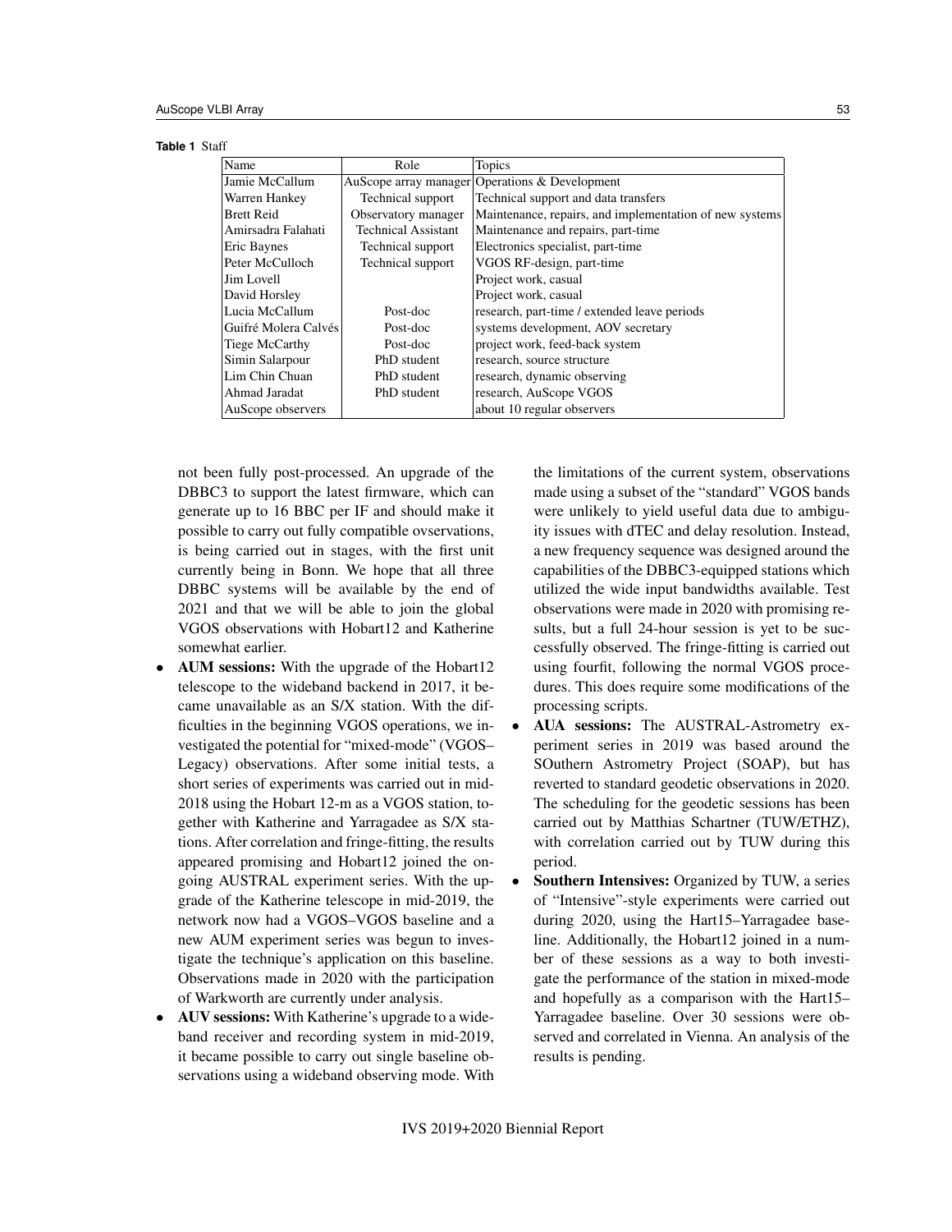**Table 1** Staff

| Name | Role | Topics |
| --- | --- | --- |
| Jamie McCallum | AuScope array manager | Operations & Development |
| Warren Hankey | Technical support | Technical support and data transfers |
| Brett Reid | Observatory manager | Maintenance, repairs, and implementation of new systems |
| Amirsadra Falahati | Technical Assistant | Maintenance and repairs, part-time |
| Eric Baynes | Technical support | Electronics specialist, part-time |
| Peter McCulloch | Technical support | VGOS RF-design, part-time |
| Jim Lovell | | Project work, casual |
| David Horsley | | Project work, casual |
| Lucia McCallum | Post-doc | research, part-time / extended leave periods |
| Guifré Molera Calvés | Post-doc | systems development, AOV secretary |
| Tiege McCarthy | Post-doc | project work, feed-back system |
| Simin Salarpour | PhD student | research, source structure |
| Lim Chin Chuan | PhD student | research, dynamic observing |
| Ahmad Jaradat | PhD student | research, AuScope VGOS |
| AuScope observers | | about 10 regular observers |

not been fully post-processed. An upgrade of the DBBC3 to support the latest firmware, which can generate up to 16 BBC per IF and should make it possible to carry out fully compatible ovservations, is being carried out in stages, with the first unit currently being in Bonn. We hope that all three DBBC systems will be available by the end of 2021 and that we will be able to join the global VGOS observations with Hobart12 and Katherine somewhat earlier.

- **AUM sessions:** With the upgrade of the Hobart12 telescope to the wideband backend in 2017, it became unavailable as an S/X station. With the difficulties in the beginning VGOS operations, we investigated the potential for "mixed-mode" (VGOS–Legacy) observations. After some initial tests, a short series of experiments was carried out in mid-2018 using the Hobart 12-m as a VGOS station, together with Katherine and Yarragadee as S/X stations. After correlation and fringe-fitting, the results appeared promising and Hobart12 joined the ongoing AUSTRAL experiment series. With the upgrade of the Katherine telescope in mid-2019, the network now had a VGOS–VGOS baseline and a new AUM experiment series was begun to investigate the technique's application on this baseline. Observations made in 2020 with the participation of Warkworth are currently under analysis.
- **AUV sessions:** With Katherine's upgrade to a wideband receiver and recording system in mid-2019, it became possible to carry out single baseline observations using a wideband observing mode. With the limitations of the current system, observations made using a subset of the "standard" VGOS bands were unlikely to yield useful data due to ambiguity issues with dTEC and delay resolution. Instead, a new frequency sequence was designed around the capabilities of the DBBC3-equipped stations which utilized the wide input bandwidths available. Test observations were made in 2020 with promising results, but a full 24-hour session is yet to be successfully observed. The fringe-fitting is carried out using fourfit, following the normal VGOS procedures. This does require some modifications of the processing scripts.
- **AUA sessions:** The AUSTRAL-Astrometry experiment series in 2019 was based around the SOuthern Astrometry Project (SOAP), but has reverted to standard geodetic observations in 2020. The scheduling for the geodetic sessions has been carried out by Matthias Schartner (TUW/ETHZ), with correlation carried out by TUW during this period.
- **Southern Intensives:** Organized by TUW, a series of "Intensive"-style experiments were carried out during 2020, using the Hart15–Yarragadee baseline. Additionally, the Hobart12 joined in a number of these sessions as a way to both investigate the performance of the station in mixed-mode and hopefully as a comparison with the Hart15–Yarragadee baseline. Over 30 sessions were observed and correlated in Vienna. An analysis of the results is pending.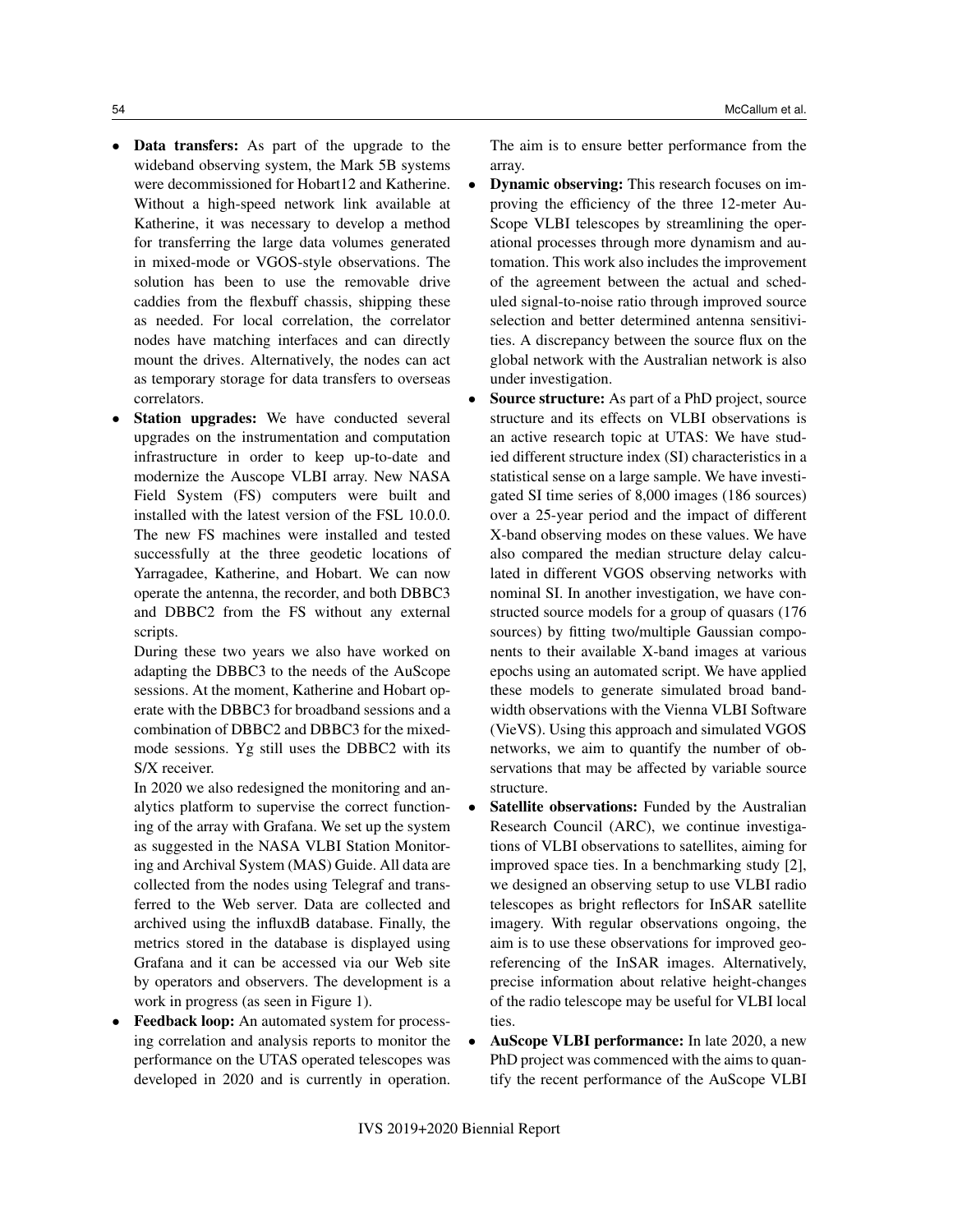- **Data transfers:** As part of the upgrade to the wideband observing system, the Mark 5B systems were decommissioned for Hobart12 and Katherine. Without a high-speed network link available at Katherine, it was necessary to develop a method for transferring the large data volumes generated in mixed-mode or VGOS-style observations. The solution has been to use the removable drive caddies from the flexbuff chassis, shipping these as needed. For local correlation, the correlator nodes have matching interfaces and can directly mount the drives. Alternatively, the nodes can act as temporary storage for data transfers to overseas correlators.
- **Station upgrades:** We have conducted several upgrades on the instrumentation and computation infrastructure in order to keep up-to-date and modernize the Auscope VLBI array. New NASA Field System (FS) computers were built and installed with the latest version of the FSL 10.0.0. The new FS machines were installed and tested successfully at the three geodetic locations of Yarragadee, Katherine, and Hobart. We can now operate the antenna, the recorder, and both DBBC3 and DBBC2 from the FS without any external scripts.

  During these two years we also have worked on adapting the DBBC3 to the needs of the AuScope sessions. At the moment, Katherine and Hobart operate with the DBBC3 for broadband sessions and a combination of DBBC2 and DBBC3 for the mixed-mode sessions. Yg still uses the DBBC2 with its S/X receiver.

  In 2020 we also redesigned the monitoring and analytics platform to supervise the correct functioning of the array with Grafana. We set up the system as suggested in the NASA VLBI Station Monitoring and Archival System (MAS) Guide. All data are collected from the nodes using Telegraf and transferred to the Web server. Data are collected and archived using the influxdB database. Finally, the metrics stored in the database is displayed using Grafana and it can be accessed via our Web site by operators and observers. The development is a work in progress (as seen in Figure 1).
- **Feedback loop:** An automated system for processing correlation and analysis reports to monitor the performance on the UTAS operated telescopes was developed in 2020 and is currently in operation. The aim is to ensure better performance from the array.
- **Dynamic observing:** This research focuses on improving the efficiency of the three 12-meter AuScope VLBI telescopes by streamlining the operational processes through more dynamism and automation. This work also includes the improvement of the agreement between the actual and scheduled signal-to-noise ratio through improved source selection and better determined antenna sensitivities. A discrepancy between the source flux on the global network with the Australian network is also under investigation.
- **Source structure:** As part of a PhD project, source structure and its effects on VLBI observations is an active research topic at UTAS: We have studied different structure index (SI) characteristics in a statistical sense on a large sample. We have investigated SI time series of 8,000 images (186 sources) over a 25-year period and the impact of different X-band observing modes on these values. We have also compared the median structure delay calculated in different VGOS observing networks with nominal SI. In another investigation, we have constructed source models for a group of quasars (176 sources) by fitting two/multiple Gaussian components to their available X-band images at various epochs using an automated script. We have applied these models to generate simulated broad bandwidth observations with the Vienna VLBI Software (VieVS). Using this approach and simulated VGOS networks, we aim to quantify the number of observations that may be affected by variable source structure.
- **Satellite observations:** Funded by the Australian Research Council (ARC), we continue investigations of VLBI observations to satellites, aiming for improved space ties. In a benchmarking study [2], we designed an observing setup to use VLBI radio telescopes as bright reflectors for InSAR satellite imagery. With regular observations ongoing, the aim is to use these observations for improved georeferencing of the InSAR images. Alternatively, precise information about relative height-changes of the radio telescope may be useful for VLBI local ties.
- **AuScope VLBI performance:** In late 2020, a new PhD project was commenced with the aims to quantify the recent performance of the AuScope VLBI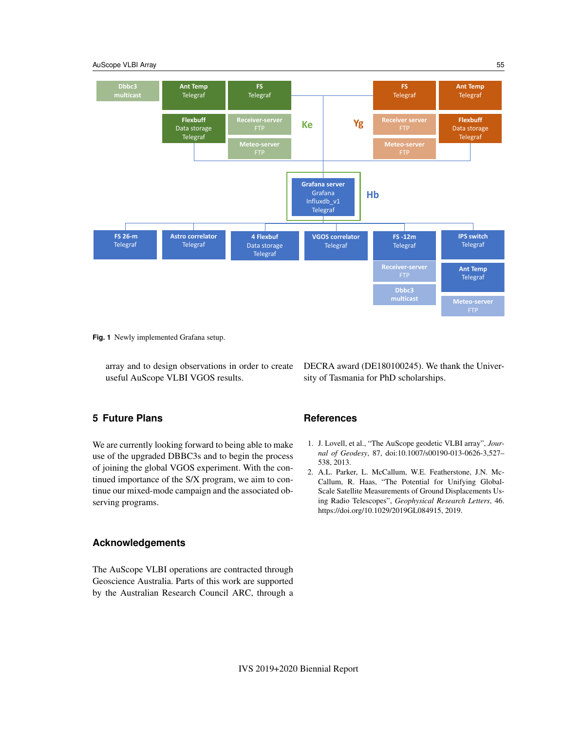Dbbc3 multicast

Ant Temp Telegraf

FS Telegraf

Flexbuff Data storage Telegraf

Receiver-server FTP

Meteo-server FTP

Ke

Yg

FS Telegraf

Ant Temp Telegraf

Receiver server FTP

Flexbuff Data storage Telegraf

Meteo-server FTP

Grafana server Grafana Influxdb_v1 Telegraf

Hb

FS 26-m Telegraf

Astro correlator Telegraf

4 Flexbuff Data storage Telegraf

VGOS correlator Telegraf

FS -12m Telegraf

Receiver-server FTP

Dbbc3 multicast

IPS switch Telegraf

Ant Temp Telegraf

Meteo-server FTP

**Fig. 1** Newly implemented Grafana setup.

array and to design observations in order to create useful AuScope VLBI VGOS results.

## 5 Future Plans

We are currently looking forward to being able to make use of the upgraded DBBC3s and to begin the process of joining the global VGOS experiment. With the continued importance of the S/X program, we aim to continue our mixed-mode campaign and the associated observing programs.

## Acknowledgements

The AuScope VLBI operations are contracted through Geoscience Australia. Parts of this work are supported by the Australian Research Council ARC, through a DECRA award (DE180100245). We thank the University of Tasmania for PhD scholarships.

## References

1. J. Lovell, et al., "The AuScope geodetic VLBI array", *Journal of Geodesy*, 87, doi:10.1007/s00190-013-0626-3,527–538, 2013.
2. A.L. Parker, L. McCallum, W.E. Featherstone, J.N. McCallum, R. Haas, "The Potential for Unifying Global-Scale Satellite Measurements of Ground Displacements Using Radio Telescopes", *Geophysical Research Letters*, 46. https://doi.org/10.1029/2019GL084915, 2019.